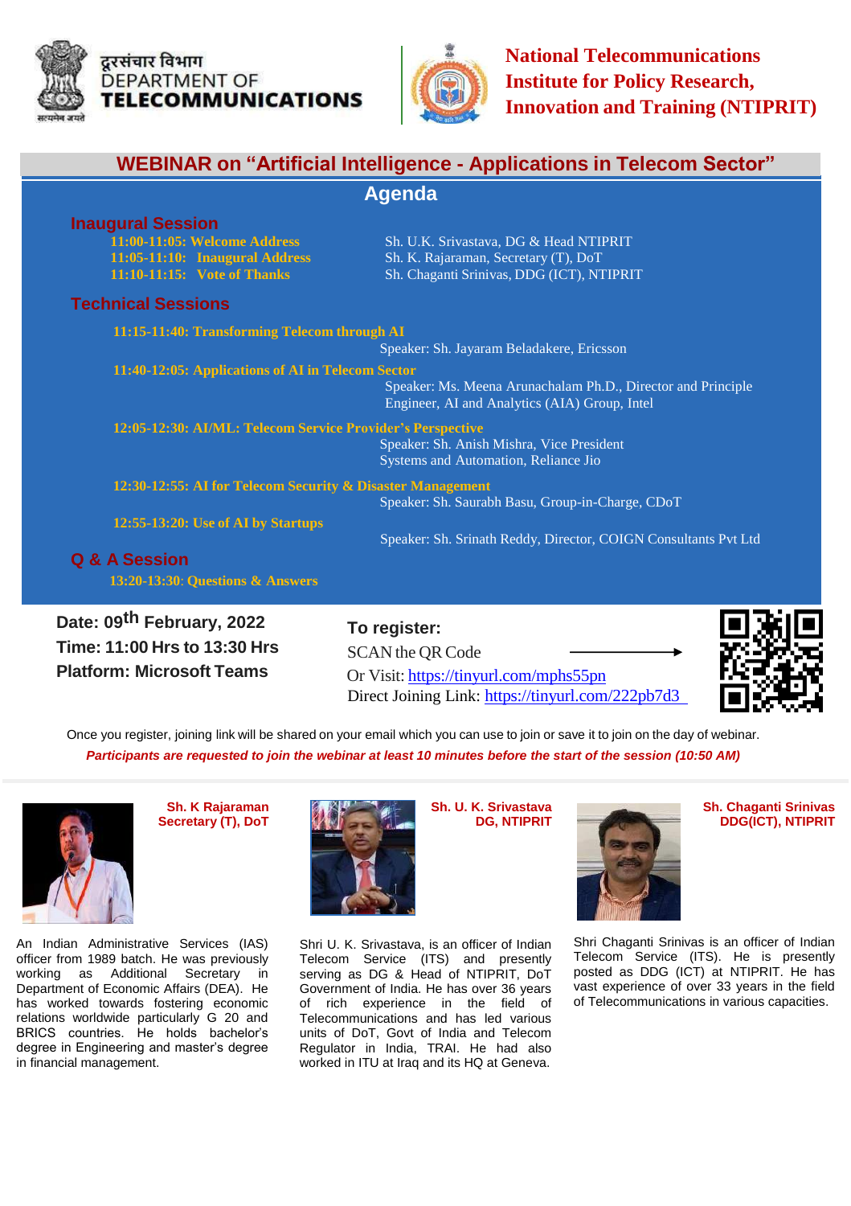दूरसंचार विभाग
DEPARTMENT OF
**TELECOMMUNICATIONS**

**National Telecommunications Institute for Policy Research, Innovation and Training (NTIPRIT)**

# WEBINAR on "Artificial Intelligence - Applications in Telecom Sector"

## Agenda

### Inaugural Session

**11:00-11:05: Welcome Address** — Sh. U.K. Srivastava, DG & Head NTIPRIT
**11:05-11:10: Inaugural Address** — Sh. K. Rajaraman, Secretary (T), DoT
**11:10-11:15: Vote of Thanks** — Sh. Chaganti Srinivas, DDG (ICT), NTIPRIT

### Technical Sessions

**11:15-11:40: Transforming Telecom through AI**
Speaker: Sh. Jayaram Beladakere, Ericsson

**11:40-12:05: Applications of AI in Telecom Sector**
Speaker: Ms. Meena Arunachalam Ph.D., Director and Principle Engineer, AI and Analytics (AIA) Group, Intel

**12:05-12:30: AI/ML: Telecom Service Provider's Perspective**
Speaker: Sh. Anish Mishra, Vice President Systems and Automation, Reliance Jio

**12:30-12:55: AI for Telecom Security & Disaster Management**
Speaker: Sh. Saurabh Basu, Group-in-Charge, CDoT

**12:55-13:20: Use of AI by Startups**
Speaker: Sh. Srinath Reddy, Director, COIGN Consultants Pvt Ltd

### Q & A Session

**13:20-13:30: Questions & Answers**

**Date: 09th February, 2022**
**Time: 11:00 Hrs to 13:30 Hrs**
**Platform: Microsoft Teams**

**To register:**
SCAN the QR Code →
Or Visit: https://tinyurl.com/mphs55pn
Direct Joining Link: https://tinyurl.com/222pb7d3

Once you register, joining link will be shared on your email which you can use to join or save it to join on the day of webinar.

***Participants are requested to join the webinar at least 10 minutes before the start of the session (10:50 AM)***

**Sh. K Rajaraman**
**Secretary (T), DoT**

An Indian Administrative Services (IAS) officer from 1989 batch. He was previously working as Additional Secretary in Department of Economic Affairs (DEA). He has worked towards fostering economic relations worldwide particularly G 20 and BRICS countries. He holds bachelor's degree in Engineering and master's degree in financial management.

**Sh. U. K. Srivastava**
**DG, NTIPRIT**

Shri U. K. Srivastava, is an officer of Indian Telecom Service (ITS) and presently serving as DG & Head of NTIPRIT, DoT Government of India. He has over 36 years of rich experience in the field of Telecommunications and has led various units of DoT, Govt of India and Telecom Regulator in India, TRAI. He had also worked in ITU at Iraq and its HQ at Geneva.

**Sh. Chaganti Srinivas**
**DDG(ICT), NTIPRIT**

Shri Chaganti Srinivas is an officer of Indian Telecom Service (ITS). He is presently posted as DDG (ICT) at NTIPRIT. He has vast experience of over 33 years in the field of Telecommunications in various capacities.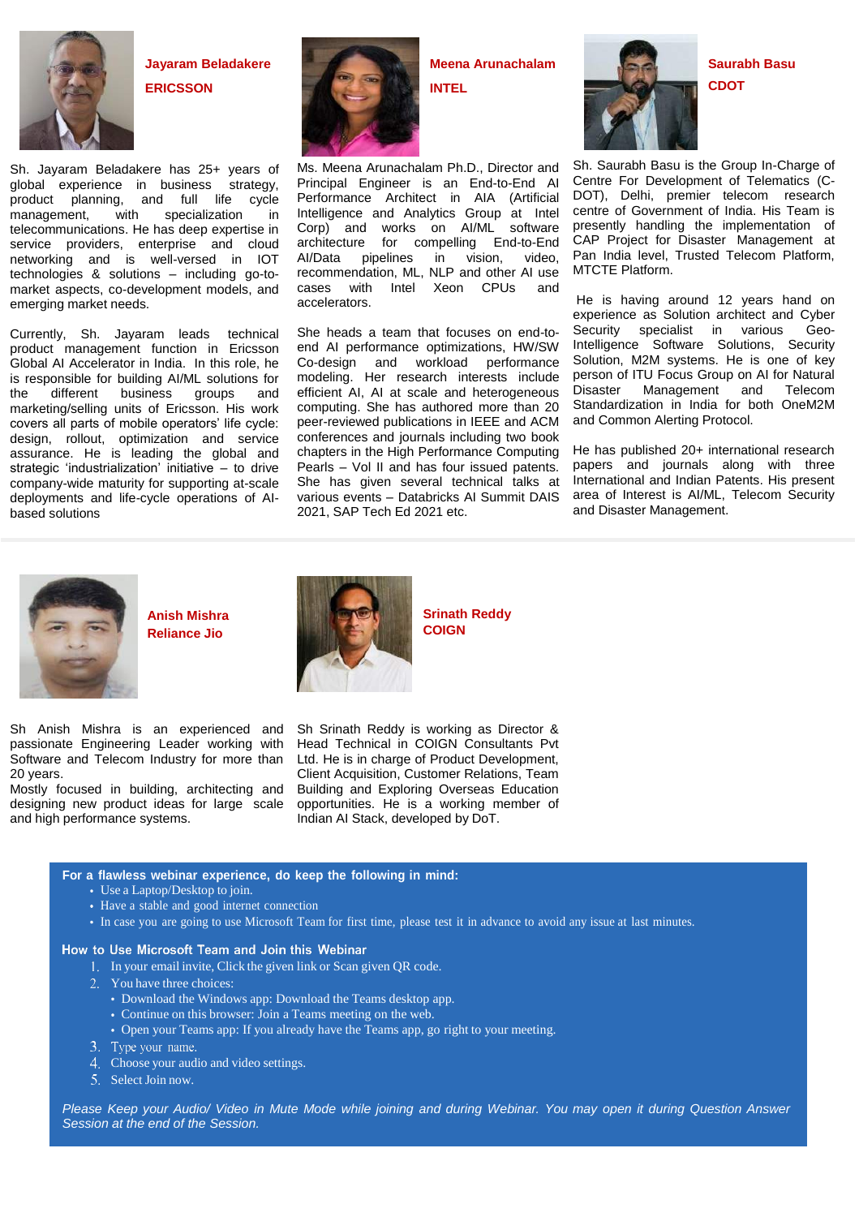**Jayaram Beladakere**
**ERICSSON**

Sh. Jayaram Beladakere has 25+ years of global experience in business strategy, product planning, and full life cycle management, with specialization in telecommunications. He has deep expertise in service providers, enterprise and cloud networking and is well-versed in IOT technologies & solutions – including go-to-market aspects, co-development models, and emerging market needs.

Currently, Sh. Jayaram leads technical product management function in Ericsson Global AI Accelerator in India. In this role, he is responsible for building AI/ML solutions for the different business groups and marketing/selling units of Ericsson. His work covers all parts of mobile operators' life cycle: design, rollout, optimization and service assurance. He is leading the global and strategic 'industrialization' initiative – to drive company-wide maturity for supporting at-scale deployments and life-cycle operations of AI-based solutions

**Meena Arunachalam**
**INTEL**

Ms. Meena Arunachalam Ph.D., Director and Principal Engineer is an End-to-End AI Performance Architect in AIA (Artificial Intelligence and Analytics Group at Intel Corp) and works on AI/ML software architecture for compelling End-to-End AI/Data pipelines in vision, video, recommendation, ML, NLP and other AI use cases with Intel Xeon CPUs and accelerators.

She heads a team that focuses on end-to-end AI performance optimizations, HW/SW Co-design and workload performance modeling. Her research interests include efficient AI, AI at scale and heterogeneous computing. She has authored more than 20 peer-reviewed publications in IEEE and ACM conferences and journals including two book chapters in the High Performance Computing Pearls – Vol II and has four issued patents. She has given several technical talks at various events – Databricks AI Summit DAIS 2021, SAP Tech Ed 2021 etc.

**Saurabh Basu**
**CDOT**

Sh. Saurabh Basu is the Group In-Charge of Centre For Development of Telematics (C-DOT), Delhi, premier telecom research centre of Government of India. His Team is presently handling the implementation of CAP Project for Disaster Management at Pan India level, Trusted Telecom Platform, MTCTE Platform.

He is having around 12 years hand on experience as Solution architect and Cyber Security specialist in various Geo-Intelligence Software Solutions, Security Solution, M2M systems. He is one of key person of ITU Focus Group on AI for Natural Disaster Management and Telecom Standardization in India for both OneM2M and Common Alerting Protocol.

He has published 20+ international research papers and journals along with three International and Indian Patents. His present area of Interest is AI/ML, Telecom Security and Disaster Management.

**Anish Mishra**
**Reliance Jio**

Sh Anish Mishra is an experienced and passionate Engineering Leader working with Software and Telecom Industry for more than 20 years.
Mostly focused in building, architecting and designing new product ideas for large scale and high performance systems.

**Srinath Reddy**
**COIGN**

Sh Srinath Reddy is working as Director & Head Technical in COIGN Consultants Pvt Ltd. He is in charge of Product Development, Client Acquisition, Customer Relations, Team Building and Exploring Overseas Education opportunities. He is a working member of Indian AI Stack, developed by DoT.

**For a flawless webinar experience, do keep the following in mind:**

- Use a Laptop/Desktop to join.
- Have a stable and good internet connection
- In case you are going to use Microsoft Team for first time, please test it in advance to avoid any issue at last minutes.

**How to Use Microsoft Team and Join this Webinar**

1. In your email invite, Click the given link or Scan given QR code.
2. You have three choices:
   - Download the Windows app: Download the Teams desktop app.
   - Continue on this browser: Join a Teams meeting on the web.
   - Open your Teams app: If you already have the Teams app, go right to your meeting.
3. Type your name.
4. Choose your audio and video settings.
5. Select Join now.

*Please Keep your Audio/ Video in Mute Mode while joining and during Webinar. You may open it during Question Answer Session at the end of the Session.*